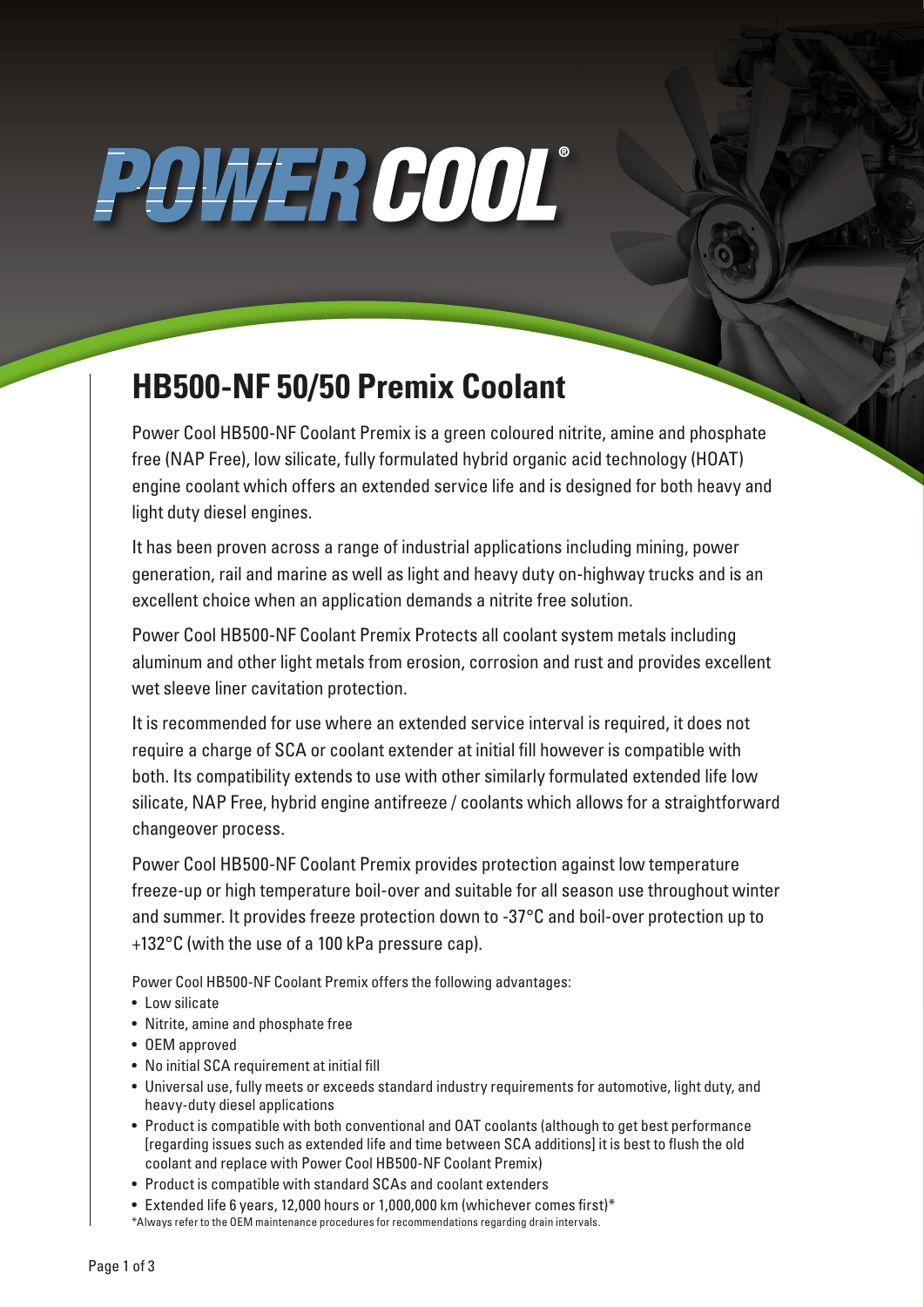# POWER COOL®

## HB500-NF 50/50 Premix Coolant

Power Cool HB500-NF Coolant Premix is a green coloured nitrite, amine and phosphate free (NAP Free), low silicate, fully formulated hybrid organic acid technology (HOAT) engine coolant which offers an extended service life and is designed for both heavy and light duty diesel engines.

It has been proven across a range of industrial applications including mining, power generation, rail and marine as well as light and heavy duty on-highway trucks and is an excellent choice when an application demands a nitrite free solution.

Power Cool HB500-NF Coolant Premix Protects all coolant system metals including aluminum and other light metals from erosion, corrosion and rust and provides excellent wet sleeve liner cavitation protection.

It is recommended for use where an extended service interval is required, it does not require a charge of SCA or coolant extender at initial fill however is compatible with both. Its compatibility extends to use with other similarly formulated extended life low silicate, NAP Free, hybrid engine antifreeze / coolants which allows for a straightforward changeover process.

Power Cool HB500-NF Coolant Premix provides protection against low temperature freeze-up or high temperature boil-over and suitable for all season use throughout winter and summer. It provides freeze protection down to -37°C and boil-over protection up to +132°C (with the use of a 100 kPa pressure cap).

Power Cool HB500-NF Coolant Premix offers the following advantages:

- Low silicate
- Nitrite, amine and phosphate free
- OEM approved
- No initial SCA requirement at initial fill
- Universal use, fully meets or exceeds standard industry requirements for automotive, light duty, and heavy-duty diesel applications
- Product is compatible with both conventional and OAT coolants (although to get best performance [regarding issues such as extended life and time between SCA additions] it is best to flush the old coolant and replace with Power Cool HB500-NF Coolant Premix)
- Product is compatible with standard SCAs and coolant extenders
- Extended life 6 years, 12,000 hours or 1,000,000 km (whichever comes first)*

*Always refer to the OEM maintenance procedures for recommendations regarding drain intervals.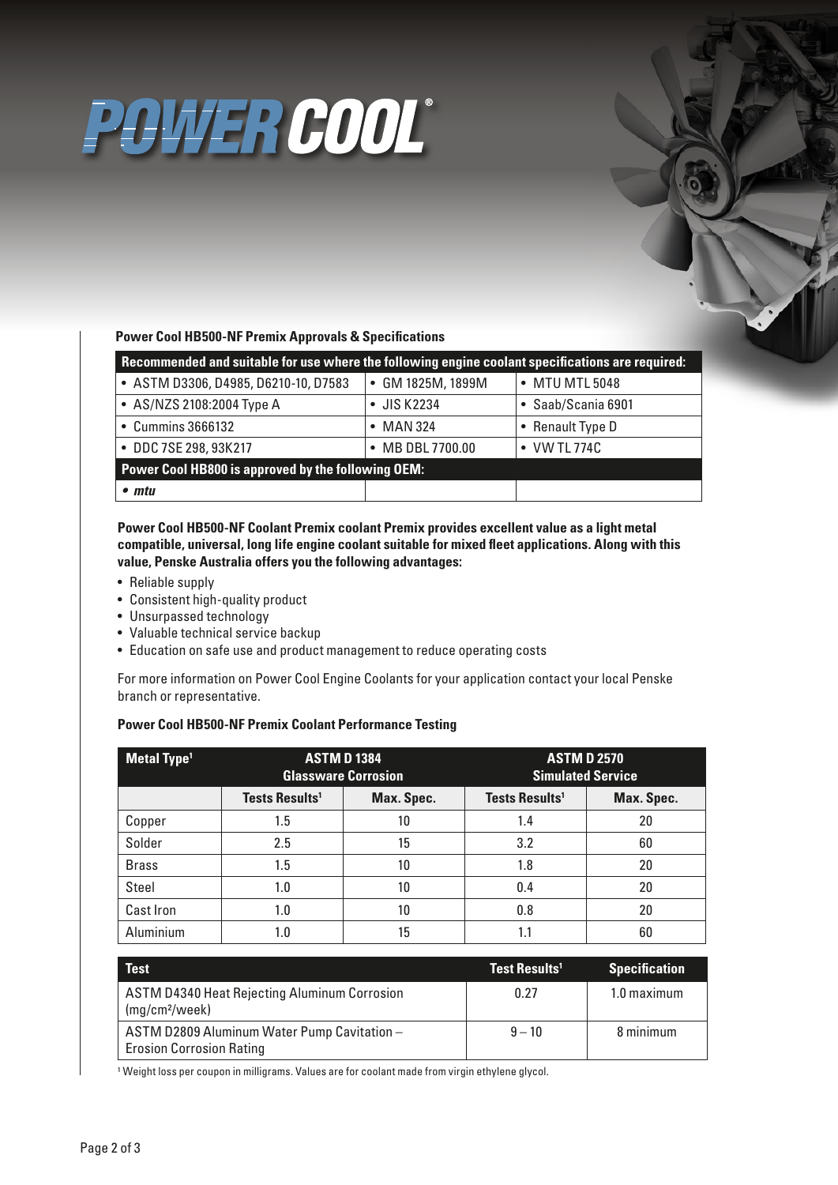# POWER COOL®

**Power Cool HB500-NF Premix Approvals & Specifications**

| Recommended and suitable for use where the following engine coolant specifications are required: | | |
|---|---|---|
| • ASTM D3306, D4985, D6210-10, D7583 | • GM 1825M, 1899M | • MTU MTL 5048 |
| • AS/NZS 2108:2004 Type A | • JIS K2234 | • Saab/Scania 6901 |
| • Cummins 3666132 | • MAN 324 | • Renault Type D |
| • DDC 7SE 298, 93K217 | • MB DBL 7700.00 | • VW TL 774C |
| **Power Cool HB800 is approved by the following OEM:** | | |
| • *mtu* | | |

**Power Cool HB500-NF Coolant Premix coolant Premix provides excellent value as a light metal compatible, universal, long life engine coolant suitable for mixed fleet applications. Along with this value, Penske Australia offers you the following advantages:**

- Reliable supply
- Consistent high-quality product
- Unsurpassed technology
- Valuable technical service backup
- Education on safe use and product management to reduce operating costs

For more information on Power Cool Engine Coolants for your application contact your local Penske branch or representative.

**Power Cool HB500-NF Premix Coolant Performance Testing**

| Metal Type[1] | ASTM D 1384 Glassware Corrosion | | ASTM D 2570 Simulated Service | |
|---|---|---|---|---|
| | Tests Results[1] | Max. Spec. | Tests Results[1] | Max. Spec. |
| Copper | 1.5 | 10 | 1.4 | 20 |
| Solder | 2.5 | 15 | 3.2 | 60 |
| Brass | 1.5 | 10 | 1.8 | 20 |
| Steel | 1.0 | 10 | 0.4 | 20 |
| Cast Iron | 1.0 | 10 | 0.8 | 20 |
| Aluminium | 1.0 | 15 | 1.1 | 60 |

| Test | Test Results[1] | Specification |
|---|---|---|
| ASTM D4340 Heat Rejecting Aluminum Corrosion ($mg/cm^2/week$) | 0.27 | 1.0 maximum |
| ASTM D2809 Aluminum Water Pump Cavitation – Erosion Corrosion Rating | 9 – 10 | 8 minimum |

[1] Weight loss per coupon in milligrams. Values are for coolant made from virgin ethylene glycol.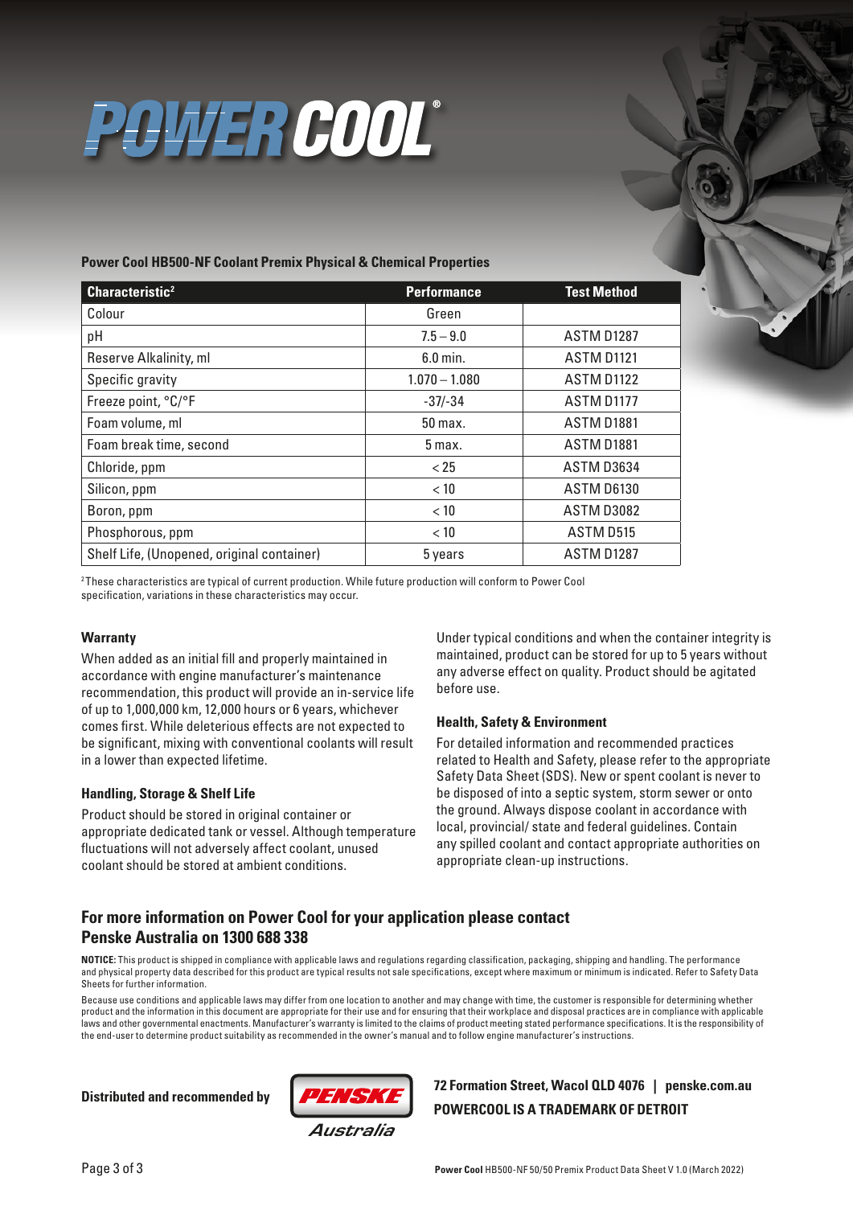# POWER COOL®

**Power Cool HB500-NF Coolant Premix Physical & Chemical Properties**

| Characteristic[2] | Performance | Test Method |
|---|---|---|
| Colour | Green | |
| pH | 7.5 – 9.0 | ASTM D1287 |
| Reserve Alkalinity, ml | 6.0 min. | ASTM D1121 |
| Specific gravity | 1.070 – 1.080 | ASTM D1122 |
| Freeze point, °C/°F | -37/-34 | ASTM D1177 |
| Foam volume, ml | 50 max. | ASTM D1881 |
| Foam break time, second | 5 max. | ASTM D1881 |
| Chloride, ppm | < 25 | ASTM D3634 |
| Silicon, ppm | < 10 | ASTM D6130 |
| Boron, ppm | < 10 | ASTM D3082 |
| Phosphorous, ppm | < 10 | ASTM D515 |
| Shelf Life, (Unopened, original container) | 5 years | ASTM D1287 |

[2] These characteristics are typical of current production. While future production will conform to Power Cool specification, variations in these characteristics may occur.

### Warranty

When added as an initial fill and properly maintained in accordance with engine manufacturer's maintenance recommendation, this product will provide an in-service life of up to 1,000,000 km, 12,000 hours or 6 years, whichever comes first. While deleterious effects are not expected to be significant, mixing with conventional coolants will result in a lower than expected lifetime.

### Handling, Storage & Shelf Life

Product should be stored in original container or appropriate dedicated tank or vessel. Although temperature fluctuations will not adversely affect coolant, unused coolant should be stored at ambient conditions.

Under typical conditions and when the container integrity is maintained, product can be stored for up to 5 years without any adverse effect on quality. Product should be agitated before use.

### Health, Safety & Environment

For detailed information and recommended practices related to Health and Safety, please refer to the appropriate Safety Data Sheet (SDS). New or spent coolant is never to be disposed of into a septic system, storm sewer or onto the ground. Always dispose coolant in accordance with local, provincial/ state and federal guidelines. Contain any spilled coolant and contact appropriate authorities on appropriate clean-up instructions.

## For more information on Power Cool for your application please contact Penske Australia on 1300 688 338

**NOTICE:** This product is shipped in compliance with applicable laws and regulations regarding classification, packaging, shipping and handling. The performance and physical property data described for this product are typical results not sale specifications, except where maximum or minimum is indicated. Refer to Safety Data Sheets for further information.

Because use conditions and applicable laws may differ from one location to another and may change with time, the customer is responsible for determining whether product and the information in this document are appropriate for their use and for ensuring that their workplace and disposal practices are in compliance with applicable laws and other governmental enactments. Manufacturer's warranty is limited to the claims of product meeting stated performance specifications. It is the responsibility of the end-user to determine product suitability as recommended in the owner's manual and to follow engine manufacturer's instructions.

**Distributed and recommended by** PENSKE Australia

**72 Formation Street, Wacol QLD 4076 | penske.com.au**
**POWERCOOL IS A TRADEMARK OF DETROIT**

**Power Cool** HB500-NF 50/50 Premix Product Data Sheet V 1.0 (March 2022)